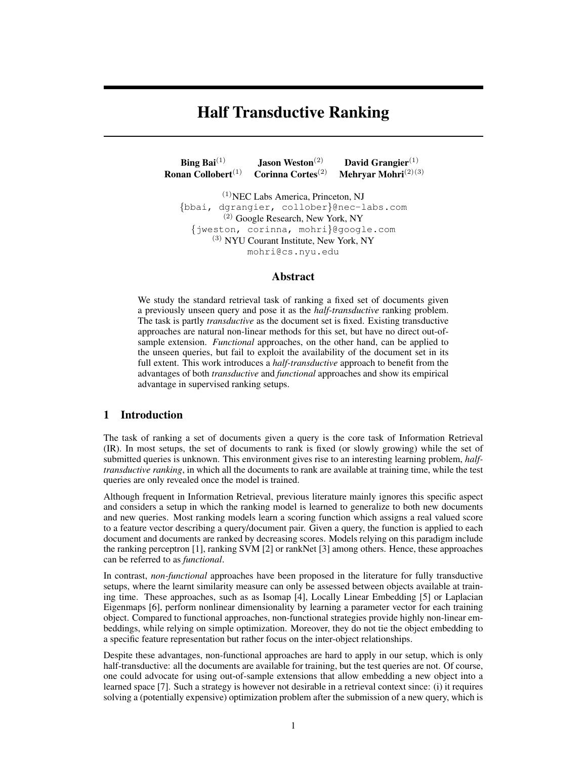# Half Transductive Ranking

**Bing Bai**[1] **Jason Weston**[2] **David Grangier**[1]
**Ronan Collobert**[1] **Corinna Cortes**[2] **Mehryar Mohri**[2][3]

[1]NEC Labs America, Princeton, NJ
{bbai, dgrangier, collober}@nec-labs.com
[2] Google Research, New York, NY
{jweston, corinna, mohri}@google.com
[3] NYU Courant Institute, New York, NY
mohri@cs.nyu.edu

## Abstract

We study the standard retrieval task of ranking a fixed set of documents given a previously unseen query and pose it as the *half-transductive* ranking problem. The task is partly *transductive* as the document set is fixed. Existing transductive approaches are natural non-linear methods for this set, but have no direct out-of-sample extension. *Functional* approaches, on the other hand, can be applied to the unseen queries, but fail to exploit the availability of the document set in its full extent. This work introduces a *half-transductive* approach to benefit from the advantages of both *transductive* and *functional* approaches and show its empirical advantage in supervised ranking setups.

## 1 Introduction

The task of ranking a set of documents given a query is the core task of Information Retrieval (IR). In most setups, the set of documents to rank is fixed (or slowly growing) while the set of submitted queries is unknown. This environment gives rise to an interesting learning problem, *half-transductive ranking*, in which all the documents to rank are available at training time, while the test queries are only revealed once the model is trained.

Although frequent in Information Retrieval, previous literature mainly ignores this specific aspect and considers a setup in which the ranking model is learned to generalize to both new documents and new queries. Most ranking models learn a scoring function which assigns a real valued score to a feature vector describing a query/document pair. Given a query, the function is applied to each document and documents are ranked by decreasing scores. Models relying on this paradigm include the ranking perceptron [1], ranking SVM [2] or rankNet [3] among others. Hence, these approaches can be referred to as *functional*.

In contrast, *non-functional* approaches have been proposed in the literature for fully transductive setups, where the learnt similarity measure can only be assessed between objects available at training time. These approaches, such as as Isomap [4], Locally Linear Embedding [5] or Laplacian Eigenmaps [6], perform nonlinear dimensionality by learning a parameter vector for each training object. Compared to functional approaches, non-functional strategies provide highly non-linear embeddings, while relying on simple optimization. Moreover, they do not tie the object embedding to a specific feature representation but rather focus on the inter-object relationships.

Despite these advantages, non-functional approaches are hard to apply in our setup, which is only half-transductive: all the documents are available for training, but the test queries are not. Of course, one could advocate for using out-of-sample extensions that allow embedding a new object into a learned space [7]. Such a strategy is however not desirable in a retrieval context since: (i) it requires solving a (potentially expensive) optimization problem after the submission of a new query, which is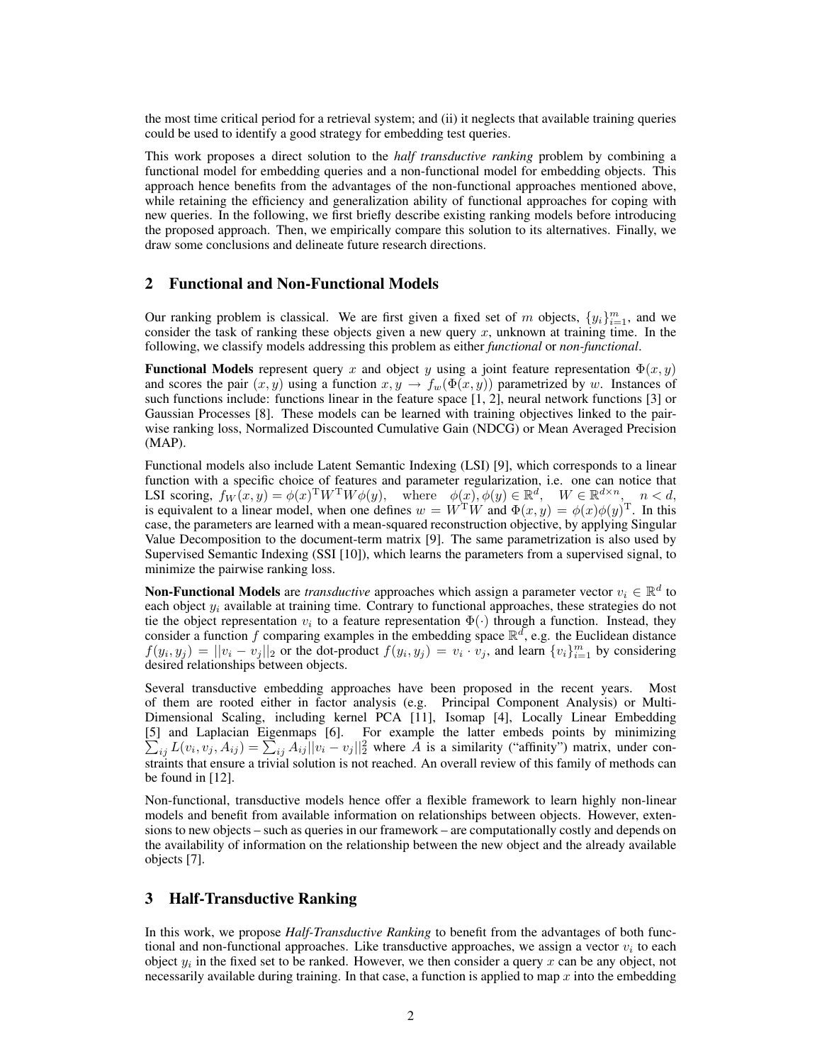the most time critical period for a retrieval system; and (ii) it neglects that available training queries could be used to identify a good strategy for embedding test queries.

This work proposes a direct solution to the *half transductive ranking* problem by combining a functional model for embedding queries and a non-functional model for embedding objects. This approach hence benefits from the advantages of the non-functional approaches mentioned above, while retaining the efficiency and generalization ability of functional approaches for coping with new queries. In the following, we first briefly describe existing ranking models before introducing the proposed approach. Then, we empirically compare this solution to its alternatives. Finally, we draw some conclusions and delineate future research directions.

## 2 Functional and Non-Functional Models

Our ranking problem is classical. We are first given a fixed set of $m$ objects, $\{y_i\}_{i=1}^m$, and we consider the task of ranking these objects given a new query $x$, unknown at training time. In the following, we classify models addressing this problem as either *functional* or *non-functional*.

**Functional Models** represent query $x$ and object $y$ using a joint feature representation $\Phi(x, y)$ and scores the pair $(x, y)$ using a function $x, y \rightarrow f_w(\Phi(x, y))$ parametrized by $w$. Instances of such functions include: functions linear in the feature space [1, 2], neural network functions [3] or Gaussian Processes [8]. These models can be learned with training objectives linked to the pairwise ranking loss, Normalized Discounted Cumulative Gain (NDCG) or Mean Averaged Precision (MAP).

Functional models also include Latent Semantic Indexing (LSI) [9], which corresponds to a linear function with a specific choice of features and parameter regularization, i.e. one can notice that LSI scoring, $f_W(x, y) = \phi(x)^{\mathrm{T}} W^{\mathrm{T}} W \phi(y)$, where $\phi(x), \phi(y) \in \mathbb{R}^d$, $W \in \mathbb{R}^{d \times n}$, $n < d$, is equivalent to a linear model, when one defines $w = W^{\mathrm{T}} W$ and $\Phi(x, y) = \phi(x)\phi(y)^{\mathrm{T}}$. In this case, the parameters are learned with a mean-squared reconstruction objective, by applying Singular Value Decomposition to the document-term matrix [9]. The same parametrization is also used by Supervised Semantic Indexing (SSI [10]), which learns the parameters from a supervised signal, to minimize the pairwise ranking loss.

**Non-Functional Models** are *transductive* approaches which assign a parameter vector $v_i \in \mathbb{R}^d$ to each object $y_i$ available at training time. Contrary to functional approaches, these strategies do not tie the object representation $v_i$ to a feature representation $\Phi(\cdot)$ through a function. Instead, they consider a function $f$ comparing examples in the embedding space $\mathbb{R}^d$, e.g. the Euclidean distance $f(y_i, y_j) = ||v_i - v_j||_2$ or the dot-product $f(y_i, y_j) = v_i \cdot v_j$, and learn $\{v_i\}_{i=1}^m$ by considering desired relationships between objects.

Several transductive embedding approaches have been proposed in the recent years. Most of them are rooted either in factor analysis (e.g. Principal Component Analysis) or Multi-Dimensional Scaling, including kernel PCA [11], Isomap [4], Locally Linear Embedding [5] and Laplacian Eigenmaps [6]. For example the latter embeds points by minimizing $\sum_{ij} L(v_i, v_j, A_{ij}) = \sum_{ij} A_{ij} ||v_i - v_j||_2^2$ where $A$ is a similarity ("affinity") matrix, under constraints that ensure a trivial solution is not reached. An overall review of this family of methods can be found in [12].

Non-functional, transductive models hence offer a flexible framework to learn highly non-linear models and benefit from available information on relationships between objects. However, extensions to new objects – such as queries in our framework – are computationally costly and depends on the availability of information on the relationship between the new object and the already available objects [7].

## 3 Half-Transductive Ranking

In this work, we propose *Half-Transductive Ranking* to benefit from the advantages of both functional and non-functional approaches. Like transductive approaches, we assign a vector $v_i$ to each object $y_i$ in the fixed set to be ranked. However, we then consider a query $x$ can be any object, not necessarily available during training. In that case, a function is applied to map $x$ into the embedding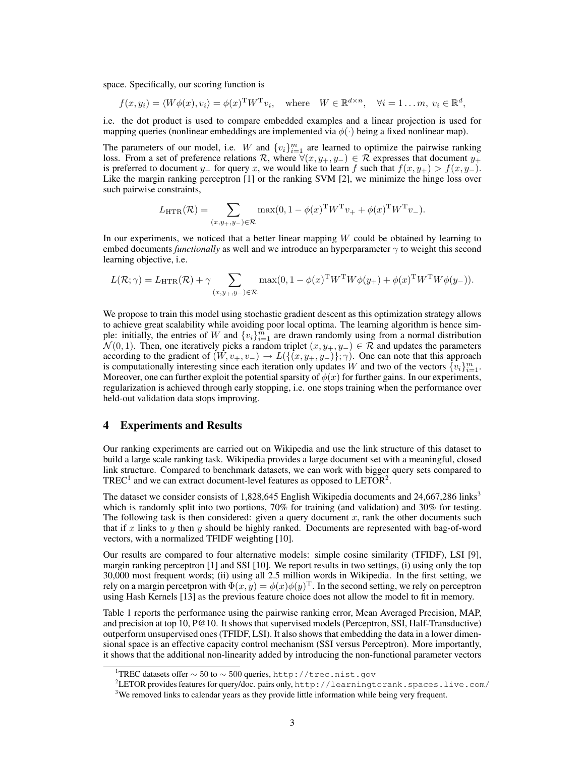space. Specifically, our scoring function is

$$f(x, y_i) = \langle W\phi(x), v_i \rangle = \phi(x)^{\mathrm{T}} W^{\mathrm{T}} v_i, \quad \text{where} \quad W \in \mathbb{R}^{d \times n}, \quad \forall i = 1 \ldots m, \ v_i \in \mathbb{R}^d,$$

i.e. the dot product is used to compare embedded examples and a linear projection is used for mapping queries (nonlinear embeddings are implemented via $\phi(\cdot)$ being a fixed nonlinear map).

The parameters of our model, i.e. $W$ and $\{v_i\}_{i=1}^m$ are learned to optimize the pairwise ranking loss. From a set of preference relations $\mathcal{R}$, where $\forall (x, y_+, y_-) \in \mathcal{R}$ expresses that document $y_+$ is preferred to document $y_-$ for query $x$, we would like to learn $f$ such that $f(x, y_+) > f(x, y_-)$. Like the margin ranking perceptron [1] or the ranking SVM [2], we minimize the hinge loss over such pairwise constraints,

$$L_{\mathrm{HTR}}(\mathcal{R}) = \sum_{(x,y_+,y_-) \in \mathcal{R}} \max(0, 1 - \phi(x)^{\mathrm{T}} W^{\mathrm{T}} v_+ + \phi(x)^{\mathrm{T}} W^{\mathrm{T}} v_-).$$

In our experiments, we noticed that a better linear mapping $W$ could be obtained by learning to embed documents *functionally* as well and we introduce an hyperparameter $\gamma$ to weight this second learning objective, i.e.

$$L(\mathcal{R}; \gamma) = L_{\mathrm{HTR}}(\mathcal{R}) + \gamma \sum_{(x,y_+,y_-) \in \mathcal{R}} \max(0, 1 - \phi(x)^{\mathrm{T}} W^{\mathrm{T}} W \phi(y_+) + \phi(x)^{\mathrm{T}} W^{\mathrm{T}} W \phi(y_-)).$$

We propose to train this model using stochastic gradient descent as this optimization strategy allows to achieve great scalability while avoiding poor local optima. The learning algorithm is hence simple: initially, the entries of $W$ and $\{v_i\}_{i=1}^m$ are drawn randomly using from a normal distribution $\mathcal{N}(0, 1)$. Then, one iteratively picks a random triplet $(x, y_+, y_-) \in \mathcal{R}$ and updates the parameters according to the gradient of $(W, v_+, v_-) \to L(\{(x, y_+, y_-)\}; \gamma)$. One can note that this approach is computationally interesting since each iteration only updates $W$ and two of the vectors $\{v_i\}_{i=1}^m$. Moreover, one can further exploit the potential sparsity of $\phi(x)$ for further gains. In our experiments, regularization is achieved through early stopping, i.e. one stops training when the performance over held-out validation data stops improving.

## 4 Experiments and Results

Our ranking experiments are carried out on Wikipedia and use the link structure of this dataset to build a large scale ranking task. Wikipedia provides a large document set with a meaningful, closed link structure. Compared to benchmark datasets, we can work with bigger query sets compared to TREC[1] and we can extract document-level features as opposed to LETOR[2].

The dataset we consider consists of 1,828,645 English Wikipedia documents and 24,667,286 links[3] which is randomly split into two portions, 70% for training (and validation) and 30% for testing. The following task is then considered: given a query document $x$, rank the other documents such that if $x$ links to $y$ then $y$ should be highly ranked. Documents are represented with bag-of-word vectors, with a normalized TFIDF weighting [10].

Our results are compared to four alternative models: simple cosine similarity (TFIDF), LSI [9], margin ranking perceptron [1] and SSI [10]. We report results in two settings, (i) using only the top 30,000 most frequent words; (ii) using all 2.5 million words in Wikipedia. In the first setting, we rely on a margin percetpron with $\Phi(x, y) = \phi(x)\phi(y)^{\mathrm{T}}$. In the second setting, we rely on perceptron using Hash Kernels [13] as the previous feature choice does not allow the model to fit in memory.

Table 1 reports the performance using the pairwise ranking error, Mean Averaged Precision, MAP, and precision at top 10, P@10. It shows that supervised models (Perceptron, SSI, Half-Transductive) outperform unsupervised ones (TFIDF, LSI). It also shows that embedding the data in a lower dimensional space is an effective capacity control mechanism (SSI versus Perceptron). More importantly, it shows that the additional non-linearity added by introducing the non-functional parameter vectors

[1] TREC datasets offer $\sim 50$ to $\sim 500$ queries, http://trec.nist.gov

[2] LETOR provides features for query/doc. pairs only, http://learningtorank.spaces.live.com/

[3] We removed links to calendar years as they provide little information while being very frequent.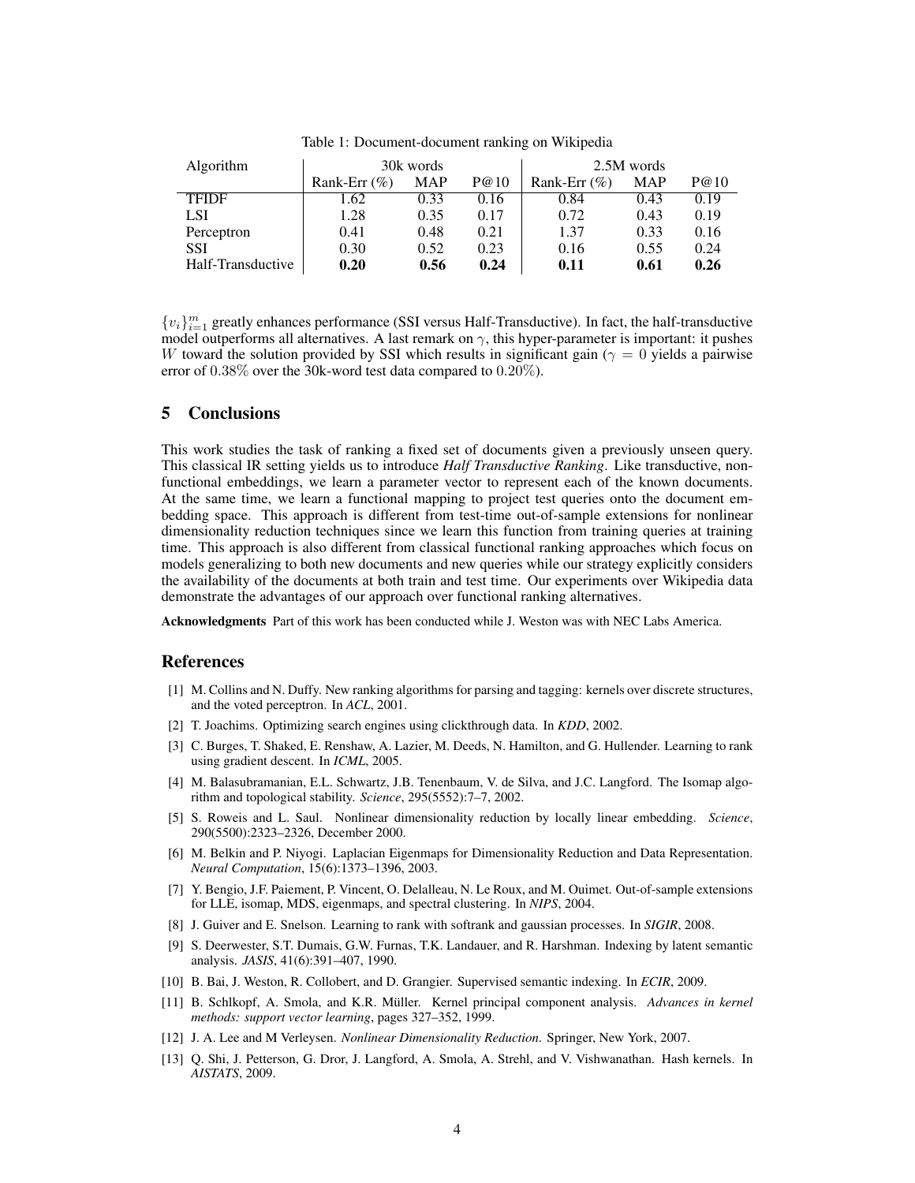Table 1: Document-document ranking on Wikipedia

| Algorithm | 30k words | | | 2.5M words | | |
|---|---|---|---|---|---|---|
| | Rank-Err (%) | MAP | P@10 | Rank-Err (%) | MAP | P@10 |
| TFIDF | 1.62 | 0.33 | 0.16 | 0.84 | 0.43 | 0.19 |
| LSI | 1.28 | 0.35 | 0.17 | 0.72 | 0.43 | 0.19 |
| Perceptron | 0.41 | 0.48 | 0.21 | 1.37 | 0.33 | 0.16 |
| SSI | 0.30 | 0.52 | 0.23 | 0.16 | 0.55 | 0.24 |
| Half-Transductive | **0.20** | **0.56** | **0.24** | **0.11** | **0.61** | **0.26** |

$\{v_i\}_{i=1}^m$ greatly enhances performance (SSI versus Half-Transductive). In fact, the half-transductive model outperforms all alternatives. A last remark on $\gamma$, this hyper-parameter is important: it pushes $W$ toward the solution provided by SSI which results in significant gain ($\gamma = 0$ yields a pairwise error of $0.38\%$ over the 30k-word test data compared to $0.20\%$).

## 5 Conclusions

This work studies the task of ranking a fixed set of documents given a previously unseen query. This classical IR setting yields us to introduce *Half Transductive Ranking*. Like transductive, non-functional embeddings, we learn a parameter vector to represent each of the known documents. At the same time, we learn a functional mapping to project test queries onto the document embedding space. This approach is different from test-time out-of-sample extensions for nonlinear dimensionality reduction techniques since we learn this function from training queries at training time. This approach is also different from classical functional ranking approaches which focus on models generalizing to both new documents and new queries while our strategy explicitly considers the availability of the documents at both train and test time. Our experiments over Wikipedia data demonstrate the advantages of our approach over functional ranking alternatives.

**Acknowledgments** Part of this work has been conducted while J. Weston was with NEC Labs America.

## References

[1] M. Collins and N. Duffy. New ranking algorithms for parsing and tagging: kernels over discrete structures, and the voted perceptron. In *ACL*, 2001.

[2] T. Joachims. Optimizing search engines using clickthrough data. In *KDD*, 2002.

[3] C. Burges, T. Shaked, E. Renshaw, A. Lazier, M. Deeds, N. Hamilton, and G. Hullender. Learning to rank using gradient descent. In *ICML*, 2005.

[4] M. Balasubramanian, E.L. Schwartz, J.B. Tenenbaum, V. de Silva, and J.C. Langford. The Isomap algorithm and topological stability. *Science*, 295(5552):7–7, 2002.

[5] S. Roweis and L. Saul. Nonlinear dimensionality reduction by locally linear embedding. *Science*, 290(5500):2323–2326, December 2000.

[6] M. Belkin and P. Niyogi. Laplacian Eigenmaps for Dimensionality Reduction and Data Representation. *Neural Computation*, 15(6):1373–1396, 2003.

[7] Y. Bengio, J.F. Paiement, P. Vincent, O. Delalleau, N. Le Roux, and M. Ouimet. Out-of-sample extensions for LLE, isomap, MDS, eigenmaps, and spectral clustering. In *NIPS*, 2004.

[8] J. Guiver and E. Snelson. Learning to rank with softrank and gaussian processes. In *SIGIR*, 2008.

[9] S. Deerwester, S.T. Dumais, G.W. Furnas, T.K. Landauer, and R. Harshman. Indexing by latent semantic analysis. *JASIS*, 41(6):391–407, 1990.

[10] B. Bai, J. Weston, R. Collobert, and D. Grangier. Supervised semantic indexing. In *ECIR*, 2009.

[11] B. Schlkopf, A. Smola, and K.R. Müller. Kernel principal component analysis. *Advances in kernel methods: support vector learning*, pages 327–352, 1999.

[12] J. A. Lee and M Verleysen. *Nonlinear Dimensionality Reduction*. Springer, New York, 2007.

[13] Q. Shi, J. Petterson, G. Dror, J. Langford, A. Smola, A. Strehl, and V. Vishwanathan. Hash kernels. In *AISTATS*, 2009.